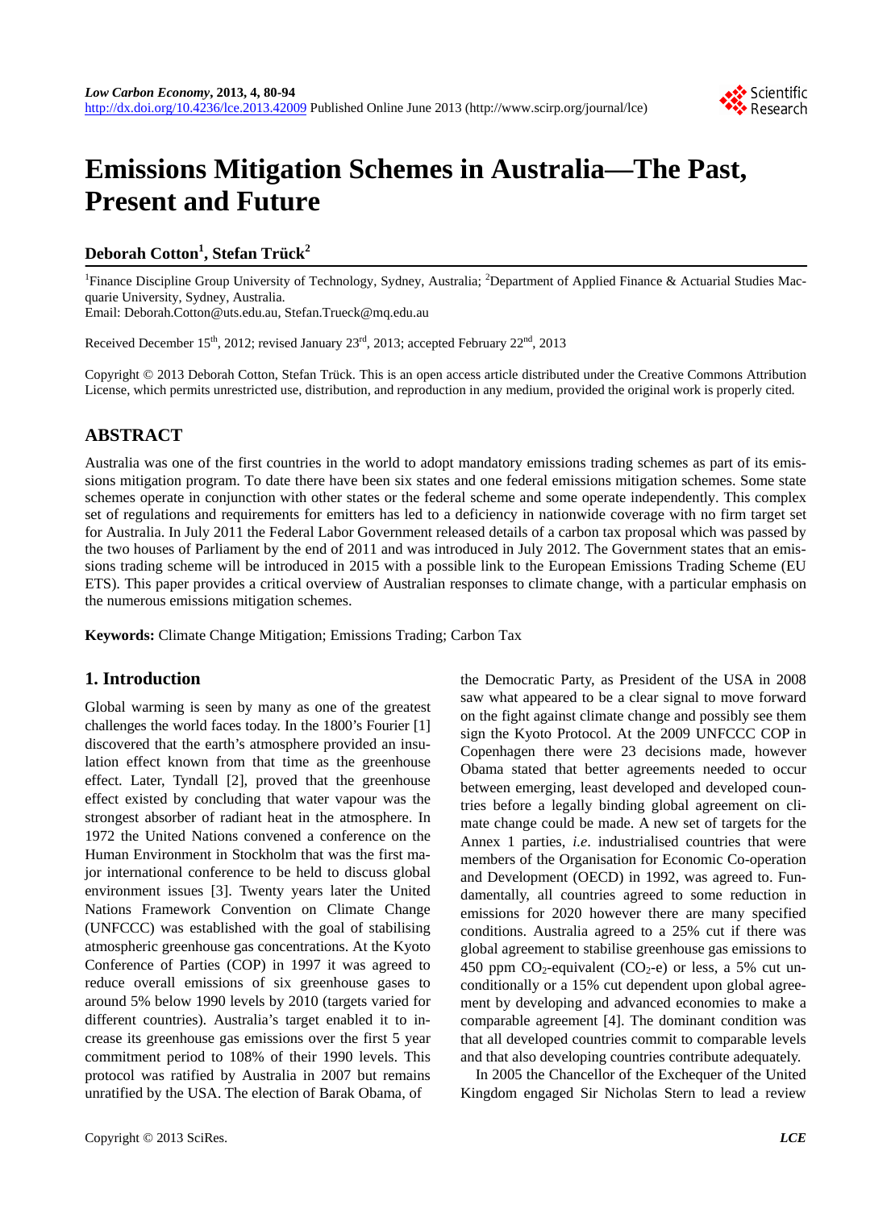# Emissions Mitigation Schemes in Australia—The Past, Present and Future

**Deborah Cotton[1], Stefan Trück[2]**

[1]Finance Discipline Group University of Technology, Sydney, Australia; [2]Department of Applied Finance & Actuarial Studies Macquarie University, Sydney, Australia.
Email: Deborah.Cotton@uts.edu.au, Stefan.Trueck@mq.edu.au

Received December 15th, 2012; revised January 23rd, 2013; accepted February 22nd, 2013

Copyright © 2013 Deborah Cotton, Stefan Trück. This is an open access article distributed under the Creative Commons Attribution License, which permits unrestricted use, distribution, and reproduction in any medium, provided the original work is properly cited.

## ABSTRACT

Australia was one of the first countries in the world to adopt mandatory emissions trading schemes as part of its emissions mitigation program. To date there have been six states and one federal emissions mitigation schemes. Some state schemes operate in conjunction with other states or the federal scheme and some operate independently. This complex set of regulations and requirements for emitters has led to a deficiency in nationwide coverage with no firm target set for Australia. In July 2011 the Federal Labor Government released details of a carbon tax proposal which was passed by the two houses of Parliament by the end of 2011 and was introduced in July 2012. The Government states that an emissions trading scheme will be introduced in 2015 with a possible link to the European Emissions Trading Scheme (EU ETS). This paper provides a critical overview of Australian responses to climate change, with a particular emphasis on the numerous emissions mitigation schemes.

**Keywords:** Climate Change Mitigation; Emissions Trading; Carbon Tax

## 1. Introduction

Global warming is seen by many as one of the greatest challenges the world faces today. In the 1800's Fourier [1] discovered that the earth's atmosphere provided an insulation effect known from that time as the greenhouse effect. Later, Tyndall [2], proved that the greenhouse effect existed by concluding that water vapour was the strongest absorber of radiant heat in the atmosphere. In 1972 the United Nations convened a conference on the Human Environment in Stockholm that was the first major international conference to be held to discuss global environment issues [3]. Twenty years later the United Nations Framework Convention on Climate Change (UNFCCC) was established with the goal of stabilising atmospheric greenhouse gas concentrations. At the Kyoto Conference of Parties (COP) in 1997 it was agreed to reduce overall emissions of six greenhouse gases to around 5% below 1990 levels by 2010 (targets varied for different countries). Australia's target enabled it to increase its greenhouse gas emissions over the first 5 year commitment period to 108% of their 1990 levels. This protocol was ratified by Australia in 2007 but remains unratified by the USA. The election of Barak Obama, of the Democratic Party, as President of the USA in 2008 saw what appeared to be a clear signal to move forward on the fight against climate change and possibly see them sign the Kyoto Protocol. At the 2009 UNFCCC COP in Copenhagen there were 23 decisions made, however Obama stated that better agreements needed to occur between emerging, least developed and developed countries before a legally binding global agreement on climate change could be made. A new set of targets for the Annex 1 parties, *i.e*. industrialised countries that were members of the Organisation for Economic Co-operation and Development (OECD) in 1992, was agreed to. Fundamentally, all countries agreed to some reduction in emissions for 2020 however there are many specified conditions. Australia agreed to a 25% cut if there was global agreement to stabilise greenhouse gas emissions to 450 ppm $CO_2$-equivalent ($CO_2$-e) or less, a 5% cut unconditionally or a 15% cut dependent upon global agreement by developing and advanced economies to make a comparable agreement [4]. The dominant condition was that all developed countries commit to comparable levels and that also developing countries contribute adequately.

In 2005 the Chancellor of the Exchequer of the United Kingdom engaged Sir Nicholas Stern to lead a review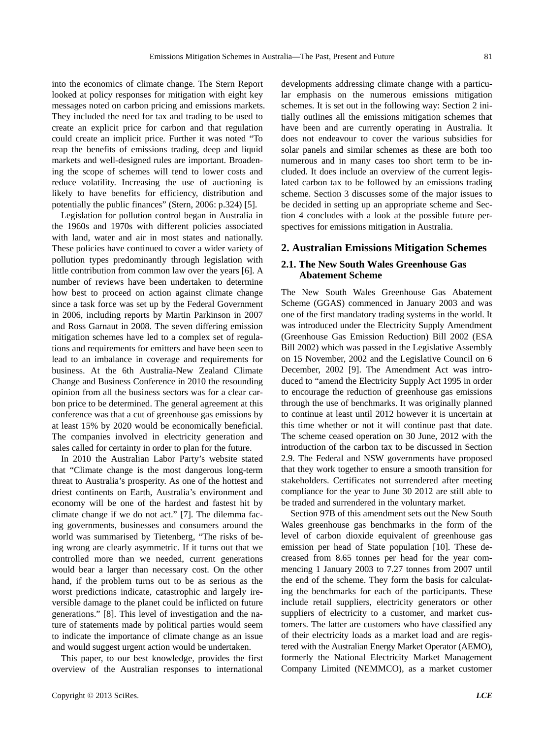into the economics of climate change. The Stern Report looked at policy responses for mitigation with eight key messages noted on carbon pricing and emissions markets. They included the need for tax and trading to be used to create an explicit price for carbon and that regulation could create an implicit price. Further it was noted "To reap the benefits of emissions trading, deep and liquid markets and well-designed rules are important. Broadening the scope of schemes will tend to lower costs and reduce volatility. Increasing the use of auctioning is likely to have benefits for efficiency, distribution and potentially the public finances" (Stern, 2006: p.324) [5].

Legislation for pollution control began in Australia in the 1960s and 1970s with different policies associated with land, water and air in most states and nationally. These policies have continued to cover a wider variety of pollution types predominantly through legislation with little contribution from common law over the years [6]. A number of reviews have been undertaken to determine how best to proceed on action against climate change since a task force was set up by the Federal Government in 2006, including reports by Martin Parkinson in 2007 and Ross Garnaut in 2008. The seven differing emission mitigation schemes have led to a complex set of regulations and requirements for emitters and have been seen to lead to an imbalance in coverage and requirements for business. At the 6th Australia-New Zealand Climate Change and Business Conference in 2010 the resounding opinion from all the business sectors was for a clear carbon price to be determined. The general agreement at this conference was that a cut of greenhouse gas emissions by at least 15% by 2020 would be economically beneficial. The companies involved in electricity generation and sales called for certainty in order to plan for the future.

In 2010 the Australian Labor Party's website stated that "Climate change is the most dangerous long-term threat to Australia's prosperity. As one of the hottest and driest continents on Earth, Australia's environment and economy will be one of the hardest and fastest hit by climate change if we do not act." [7]. The dilemma facing governments, businesses and consumers around the world was summarised by Tietenberg, "The risks of being wrong are clearly asymmetric. If it turns out that we controlled more than we needed, current generations would bear a larger than necessary cost. On the other hand, if the problem turns out to be as serious as the worst predictions indicate, catastrophic and largely ireversible damage to the planet could be inflicted on future generations." [8]. This level of investigation and the nature of statements made by political parties would seem to indicate the importance of climate change as an issue and would suggest urgent action would be undertaken.

This paper, to our best knowledge, provides the first overview of the Australian responses to international developments addressing climate change with a particular emphasis on the numerous emissions mitigation schemes. It is set out in the following way: Section 2 initially outlines all the emissions mitigation schemes that have been and are currently operating in Australia. It does not endeavour to cover the various subsidies for solar panels and similar schemes as these are both too numerous and in many cases too short term to be included. It does include an overview of the current legislated carbon tax to be followed by an emissions trading scheme. Section 3 discusses some of the major issues to be decided in setting up an appropriate scheme and Section 4 concludes with a look at the possible future perspectives for emissions mitigation in Australia.

## 2. Australian Emissions Mitigation Schemes

### 2.1. The New South Wales Greenhouse Gas Abatement Scheme

The New South Wales Greenhouse Gas Abatement Scheme (GGAS) commenced in January 2003 and was one of the first mandatory trading systems in the world. It was introduced under the Electricity Supply Amendment (Greenhouse Gas Emission Reduction) Bill 2002 (ESA Bill 2002) which was passed in the Legislative Assembly on 15 November, 2002 and the Legislative Council on 6 December, 2002 [9]. The Amendment Act was introduced to "amend the Electricity Supply Act 1995 in order to encourage the reduction of greenhouse gas emissions through the use of benchmarks. It was originally planned to continue at least until 2012 however it is uncertain at this time whether or not it will continue past that date. The scheme ceased operation on 30 June, 2012 with the introduction of the carbon tax to be discussed in Section 2.9. The Federal and NSW governments have proposed that they work together to ensure a smooth transition for stakeholders. Certificates not surrendered after meeting compliance for the year to June 30 2012 are still able to be traded and surrendered in the voluntary market.

Section 97B of this amendment sets out the New South Wales greenhouse gas benchmarks in the form of the level of carbon dioxide equivalent of greenhouse gas emission per head of State population [10]. These decreased from 8.65 tonnes per head for the year commencing 1 January 2003 to 7.27 tonnes from 2007 until the end of the scheme. They form the basis for calculating the benchmarks for each of the participants. These include retail suppliers, electricity generators or other suppliers of electricity to a customer, and market customers. The latter are customers who have classified any of their electricity loads as a market load and are registered with the Australian Energy Market Operator (AEMO), formerly the National Electricity Market Management Company Limited (NEMMCO), as a market customer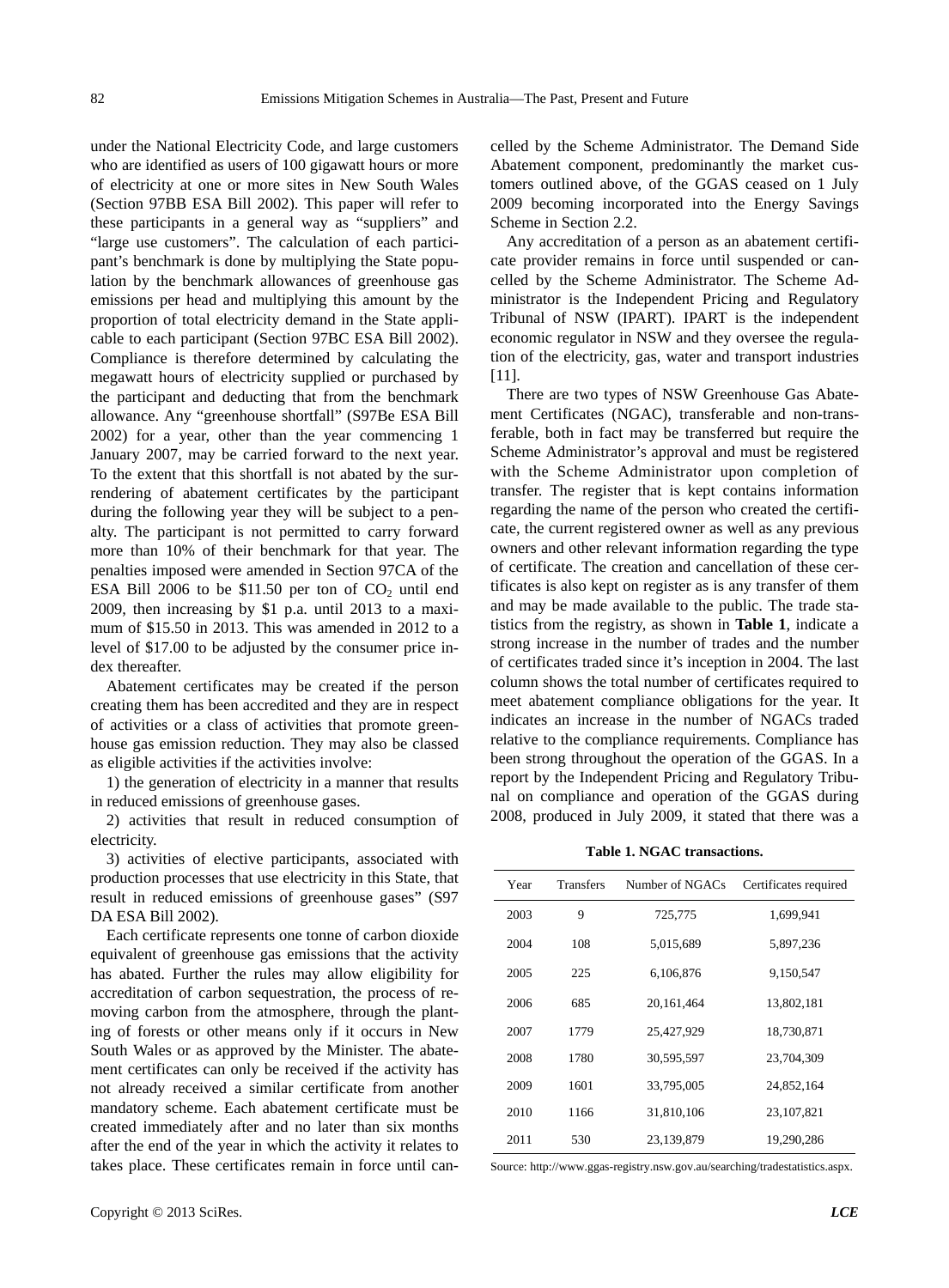under the National Electricity Code, and large customers who are identified as users of 100 gigawatt hours or more of electricity at one or more sites in New South Wales (Section 97BB ESA Bill 2002). This paper will refer to these participants in a general way as "suppliers" and "large use customers". The calculation of each participant's benchmark is done by multiplying the State population by the benchmark allowances of greenhouse gas emissions per head and multiplying this amount by the proportion of total electricity demand in the State applicable to each participant (Section 97BC ESA Bill 2002). Compliance is therefore determined by calculating the megawatt hours of electricity supplied or purchased by the participant and deducting that from the benchmark allowance. Any "greenhouse shortfall" (S97Be ESA Bill 2002) for a year, other than the year commencing 1 January 2007, may be carried forward to the next year. To the extent that this shortfall is not abated by the surrendering of abatement certificates by the participant during the following year they will be subject to a penalty. The participant is not permitted to carry forward more than 10% of their benchmark for that year. The penalties imposed were amended in Section 97CA of the ESA Bill 2006 to be \$11.50 per ton of $CO_2$ until end 2009, then increasing by \$1 p.a. until 2013 to a maximum of \$15.50 in 2013. This was amended in 2012 to a level of \$17.00 to be adjusted by the consumer price index thereafter.

Abatement certificates may be created if the person creating them has been accredited and they are in respect of activities or a class of activities that promote greenhouse gas emission reduction. They may also be classed as eligible activities if the activities involve:

1) the generation of electricity in a manner that results in reduced emissions of greenhouse gases.

2) activities that result in reduced consumption of electricity.

3) activities of elective participants, associated with production processes that use electricity in this State, that result in reduced emissions of greenhouse gases" (S97 DA ESA Bill 2002).

Each certificate represents one tonne of carbon dioxide equivalent of greenhouse gas emissions that the activity has abated. Further the rules may allow eligibility for accreditation of carbon sequestration, the process of removing carbon from the atmosphere, through the planting of forests or other means only if it occurs in New South Wales or as approved by the Minister. The abatement certificates can only be received if the activity has not already received a similar certificate from another mandatory scheme. Each abatement certificate must be created immediately after and no later than six months after the end of the year in which the activity it relates to takes place. These certificates remain in force until cancelled by the Scheme Administrator. The Demand Side Abatement component, predominantly the market customers outlined above, of the GGAS ceased on 1 July 2009 becoming incorporated into the Energy Savings Scheme in Section 2.2.

Any accreditation of a person as an abatement certificate provider remains in force until suspended or cancelled by the Scheme Administrator. The Scheme Administrator is the Independent Pricing and Regulatory Tribunal of NSW (IPART). IPART is the independent economic regulator in NSW and they oversee the regulation of the electricity, gas, water and transport industries [11].

There are two types of NSW Greenhouse Gas Abatement Certificates (NGAC), transferable and non-transferable, both in fact may be transferred but require the Scheme Administrator's approval and must be registered with the Scheme Administrator upon completion of transfer. The register that is kept contains information regarding the name of the person who created the certificate, the current registered owner as well as any previous owners and other relevant information regarding the type of certificate. The creation and cancellation of these certificates is also kept on register as is any transfer of them and may be made available to the public. The trade statistics from the registry, as shown in **Table 1**, indicate a strong increase in the number of trades and the number of certificates traded since it's inception in 2004. The last column shows the total number of certificates required to meet abatement compliance obligations for the year. It indicates an increase in the number of NGACs traded relative to the compliance requirements. Compliance has been strong throughout the operation of the GGAS. In a report by the Independent Pricing and Regulatory Tribunal on compliance and operation of the GGAS during 2008, produced in July 2009, it stated that there was a

**Table 1. NGAC transactions.**

| Year | Transfers | Number of NGACs | Certificates required |
|---|---|---|---|
| 2003 | 9 | 725,775 | 1,699,941 |
| 2004 | 108 | 5,015,689 | 5,897,236 |
| 2005 | 225 | 6,106,876 | 9,150,547 |
| 2006 | 685 | 20,161,464 | 13,802,181 |
| 2007 | 1779 | 25,427,929 | 18,730,871 |
| 2008 | 1780 | 30,595,597 | 23,704,309 |
| 2009 | 1601 | 33,795,005 | 24,852,164 |
| 2010 | 1166 | 31,810,106 | 23,107,821 |
| 2011 | 530 | 23,139,879 | 19,290,286 |

Source: http://www.ggas-registry.nsw.gov.au/searching/tradestatistics.aspx.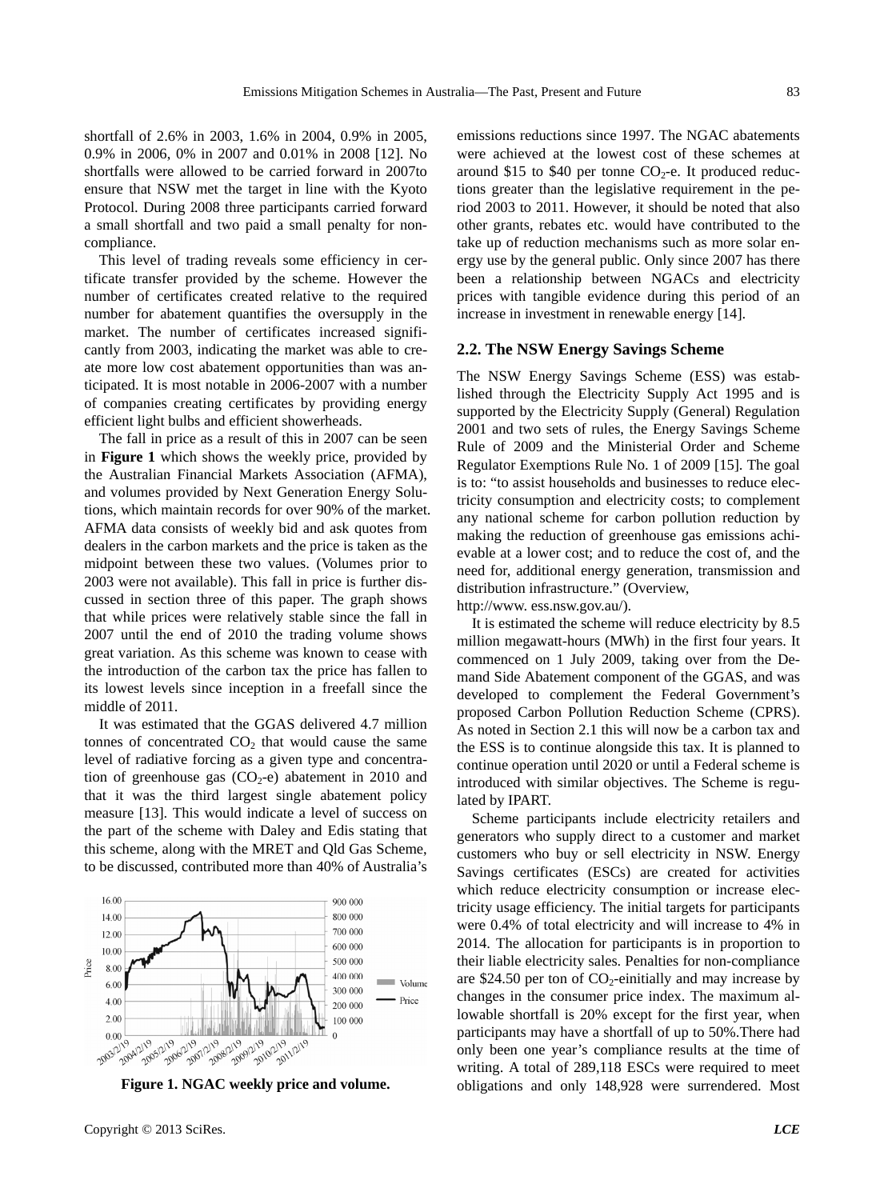shortfall of 2.6% in 2003, 1.6% in 2004, 0.9% in 2005, 0.9% in 2006, 0% in 2007 and 0.01% in 2008 [12]. No shortfalls were allowed to be carried forward in 2007to ensure that NSW met the target in line with the Kyoto Protocol. During 2008 three participants carried forward a small shortfall and two paid a small penalty for non-compliance.

This level of trading reveals some efficiency in certificate transfer provided by the scheme. However the number of certificates created relative to the required number for abatement quantifies the oversupply in the market. The number of certificates increased significantly from 2003, indicating the market was able to create more low cost abatement opportunities than was anticipated. It is most notable in 2006-2007 with a number of companies creating certificates by providing energy efficient light bulbs and efficient showerheads.

The fall in price as a result of this in 2007 can be seen in **Figure 1** which shows the weekly price, provided by the Australian Financial Markets Association (AFMA), and volumes provided by Next Generation Energy Solutions, which maintain records for over 90% of the market. AFMA data consists of weekly bid and ask quotes from dealers in the carbon markets and the price is taken as the midpoint between these two values. (Volumes prior to 2003 were not available). This fall in price is further discussed in section three of this paper. The graph shows that while prices were relatively stable since the fall in 2007 until the end of 2010 the trading volume shows great variation. As this scheme was known to cease with the introduction of the carbon tax the price has fallen to its lowest levels since inception in a freefall since the middle of 2011.

It was estimated that the GGAS delivered 4.7 million tonnes of concentrated $CO_2$ that would cause the same level of radiative forcing as a given type and concentration of greenhouse gas ($CO_2$-e) abatement in 2010 and that it was the third largest single abatement policy measure [13]. This would indicate a level of success on the part of the scheme with Daley and Edis stating that this scheme, along with the MRET and Qld Gas Scheme, to be discussed, contributed more than 40% of Australia's

**Figure 1. NGAC weekly price and volume.**

emissions reductions since 1997. The NGAC abatements were achieved at the lowest cost of these schemes at around $15 to $40 per tonne $CO_2$-e. It produced reductions greater than the legislative requirement in the period 2003 to 2011. However, it should be noted that also other grants, rebates etc. would have contributed to the take up of reduction mechanisms such as more solar energy use by the general public. Only since 2007 has there been a relationship between NGACs and electricity prices with tangible evidence during this period of an increase in investment in renewable energy [14].

## 2.2. The NSW Energy Savings Scheme

The NSW Energy Savings Scheme (ESS) was established through the Electricity Supply Act 1995 and is supported by the Electricity Supply (General) Regulation 2001 and two sets of rules, the Energy Savings Scheme Rule of 2009 and the Ministerial Order and Scheme Regulator Exemptions Rule No. 1 of 2009 [15]. The goal is to: "to assist households and businesses to reduce electricity consumption and electricity costs; to complement any national scheme for carbon pollution reduction by making the reduction of greenhouse gas emissions achievable at a lower cost; and to reduce the cost of, and the need for, additional energy generation, transmission and distribution infrastructure." (Overview, http://www. ess.nsw.gov.au/).

It is estimated the scheme will reduce electricity by 8.5 million megawatt-hours (MWh) in the first four years. It commenced on 1 July 2009, taking over from the Demand Side Abatement component of the GGAS, and was developed to complement the Federal Government's proposed Carbon Pollution Reduction Scheme (CPRS). As noted in Section 2.1 this will now be a carbon tax and the ESS is to continue alongside this tax. It is planned to continue operation until 2020 or until a Federal scheme is introduced with similar objectives. The Scheme is regulated by IPART.

Scheme participants include electricity retailers and generators who supply direct to a customer and market customers who buy or sell electricity in NSW. Energy Savings certificates (ESCs) are created for activities which reduce electricity consumption or increase electricity usage efficiency. The initial targets for participants were 0.4% of total electricity and will increase to 4% in 2014. The allocation for participants is in proportion to their liable electricity sales. Penalties for non-compliance are $24.50 per ton of $CO_2$-einitially and may increase by changes in the consumer price index. The maximum allowable shortfall is 20% except for the first year, when participants may have a shortfall of up to 50%.There had only been one year's compliance results at the time of writing. A total of 289,118 ESCs were required to meet obligations and only 148,928 were surrendered. Most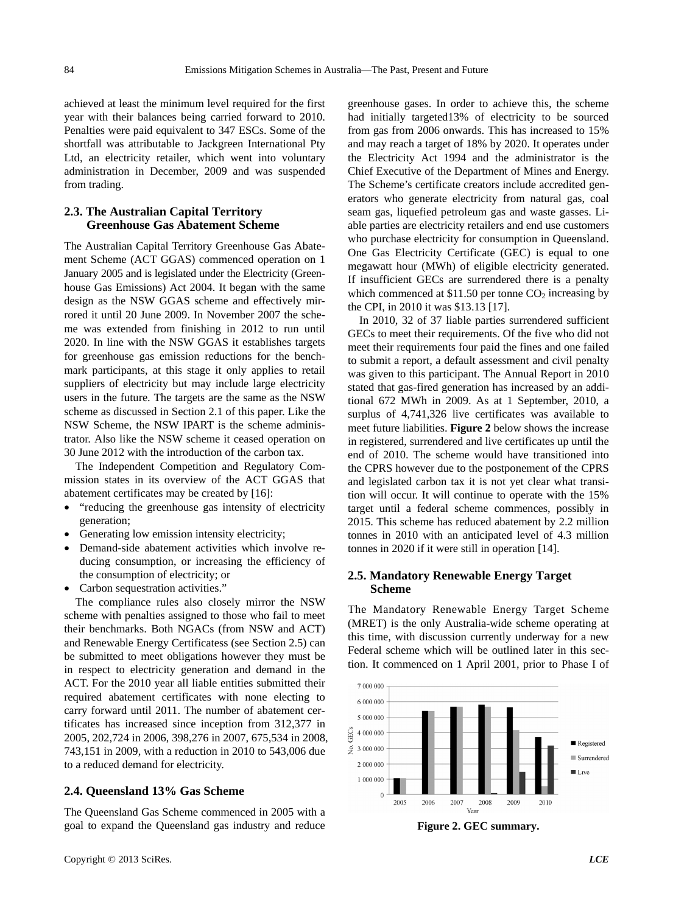achieved at least the minimum level required for the first year with their balances being carried forward to 2010. Penalties were paid equivalent to 347 ESCs. Some of the shortfall was attributable to Jackgreen International Pty Ltd, an electricity retailer, which went into voluntary administration in December, 2009 and was suspended from trading.

### 2.3. The Australian Capital Territory Greenhouse Gas Abatement Scheme

The Australian Capital Territory Greenhouse Gas Abatement Scheme (ACT GGAS) commenced operation on 1 January 2005 and is legislated under the Electricity (Greenhouse Gas Emissions) Act 2004. It began with the same design as the NSW GGAS scheme and effectively mirrored it until 20 June 2009. In November 2007 the scheme was extended from finishing in 2012 to run until 2020. In line with the NSW GGAS it establishes targets for greenhouse gas emission reductions for the benchmark participants, at this stage it only applies to retail suppliers of electricity but may include large electricity users in the future. The targets are the same as the NSW scheme as discussed in Section 2.1 of this paper. Like the NSW Scheme, the NSW IPART is the scheme administrator. Also like the NSW scheme it ceased operation on 30 June 2012 with the introduction of the carbon tax.

The Independent Competition and Regulatory Commission states in its overview of the ACT GGAS that abatement certificates may be created by [16]:

- "reducing the greenhouse gas intensity of electricity generation;
- Generating low emission intensity electricity;
- Demand-side abatement activities which involve reducing consumption, or increasing the efficiency of the consumption of electricity; or
- Carbon sequestration activities."

The compliance rules also closely mirror the NSW scheme with penalties assigned to those who fail to meet their benchmarks. Both NGACs (from NSW and ACT) and Renewable Energy Certificatess (see Section 2.5) can be submitted to meet obligations however they must be in respect to electricity generation and demand in the ACT. For the 2010 year all liable entities submitted their required abatement certificates with none electing to carry forward until 2011. The number of abatement certificates has increased since inception from 312,377 in 2005, 202,724 in 2006, 398,276 in 2007, 675,534 in 2008, 743,151 in 2009, with a reduction in 2010 to 543,006 due to a reduced demand for electricity.

### 2.4. Queensland 13% Gas Scheme

The Queensland Gas Scheme commenced in 2005 with a goal to expand the Queensland gas industry and reduce greenhouse gases. In order to achieve this, the scheme had initially targeted13% of electricity to be sourced from gas from 2006 onwards. This has increased to 15% and may reach a target of 18% by 2020. It operates under the Electricity Act 1994 and the administrator is the Chief Executive of the Department of Mines and Energy. The Scheme's certificate creators include accredited generators who generate electricity from natural gas, coal seam gas, liquefied petroleum gas and waste gasses. Liable parties are electricity retailers and end use customers who purchase electricity for consumption in Queensland. One Gas Electricity Certificate (GEC) is equal to one megawatt hour (MWh) of eligible electricity generated. If insufficient GECs are surrendered there is a penalty which commenced at \$11.50 per tonne $CO_2$ increasing by the CPI, in 2010 it was \$13.13 [17].

In 2010, 32 of 37 liable parties surrendered sufficient GECs to meet their requirements. Of the five who did not meet their requirements four paid the fines and one failed to submit a report, a default assessment and civil penalty was given to this participant. The Annual Report in 2010 stated that gas-fired generation has increased by an additional 672 MWh in 2009. As at 1 September, 2010, a surplus of 4,741,326 live certificates was available to meet future liabilities. **Figure 2** below shows the increase in registered, surrendered and live certificates up until the end of 2010. The scheme would have transitioned into the CPRS however due to the postponement of the CPRS and legislated carbon tax it is not yet clear what transition will occur. It will continue to operate with the 15% target until a federal scheme commences, possibly in 2015. This scheme has reduced abatement by 2.2 million tonnes in 2010 with an anticipated level of 4.3 million tonnes in 2020 if it were still in operation [14].

### 2.5. Mandatory Renewable Energy Target Scheme

The Mandatory Renewable Energy Target Scheme (MRET) is the only Australia-wide scheme operating at this time, with discussion currently underway for a new Federal scheme which will be outlined later in this section. It commenced on 1 April 2001, prior to Phase I of

**Figure 2. GEC summary.**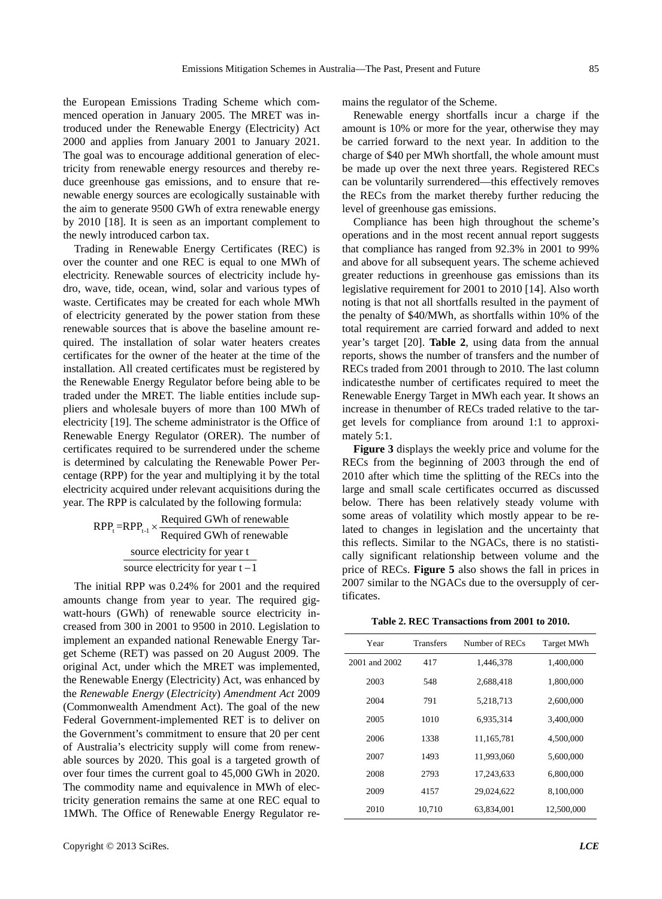the European Emissions Trading Scheme which commenced operation in January 2005. The MRET was introduced under the Renewable Energy (Electricity) Act 2000 and applies from January 2001 to January 2021. The goal was to encourage additional generation of electricity from renewable energy resources and thereby reduce greenhouse gas emissions, and to ensure that renewable energy sources are ecologically sustainable with the aim to generate 9500 GWh of extra renewable energy by 2010 [18]. It is seen as an important complement to the newly introduced carbon tax.

Trading in Renewable Energy Certificates (REC) is over the counter and one REC is equal to one MWh of electricity. Renewable sources of electricity include hydro, wave, tide, ocean, wind, solar and various types of waste. Certificates may be created for each whole MWh of electricity generated by the power station from these renewable sources that is above the baseline amount required. The installation of solar water heaters creates certificates for the owner of the heater at the time of the installation. All created certificates must be registered by the Renewable Energy Regulator before being able to be traded under the MRET. The liable entities include suppliers and wholesale buyers of more than 100 MWh of electricity [19]. The scheme administrator is the Office of Renewable Energy Regulator (ORER). The number of certificates required to be surrendered under the scheme is determined by calculating the Renewable Power Percentage (RPP) for the year and multiplying it by the total electricity acquired under relevant acquisitions during the year. The RPP is calculated by the following formula:

$$\text{RPP}_t = \text{RPP}_{t-1} \times \frac{\text{Required GWh of renewable source electricity for year } t}{\text{Required GWh of renewable source electricity for year } t-1}$$

The initial RPP was 0.24% for 2001 and the required amounts change from year to year. The required gigwatt-hours (GWh) of renewable source electricity increased from 300 in 2001 to 9500 in 2010. Legislation to implement an expanded national Renewable Energy Target Scheme (RET) was passed on 20 August 2009. The original Act, under which the MRET was implemented, the Renewable Energy (Electricity) Act, was enhanced by the *Renewable Energy* (*Electricity*) *Amendment Act* 2009 (Commonwealth Amendment Act). The goal of the new Federal Government-implemented RET is to deliver on the Government's commitment to ensure that 20 per cent of Australia's electricity supply will come from renewable sources by 2020. This goal is a targeted growth of over four times the current goal to 45,000 GWh in 2020. The commodity name and equivalence in MWh of electricity generation remains the same at one REC equal to 1MWh. The Office of Renewable Energy Regulator remains the regulator of the Scheme.

Renewable energy shortfalls incur a charge if the amount is 10% or more for the year, otherwise they may be carried forward to the next year. In addition to the charge of $40 per MWh shortfall, the whole amount must be made up over the next three years. Registered RECs can be voluntarily surrendered—this effectively removes the RECs from the market thereby further reducing the level of greenhouse gas emissions.

Compliance has been high throughout the scheme's operations and in the most recent annual report suggests that compliance has ranged from 92.3% in 2001 to 99% and above for all subsequent years. The scheme achieved greater reductions in greenhouse gas emissions than its legislative requirement for 2001 to 2010 [14]. Also worth noting is that not all shortfalls resulted in the payment of the penalty of $40/MWh, as shortfalls within 10% of the total requirement are carried forward and added to next year's target [20]. **Table 2**, using data from the annual reports, shows the number of transfers and the number of RECs traded from 2001 through to 2010. The last column indicatesthe number of certificates required to meet the Renewable Energy Target in MWh each year. It shows an increase in thenumber of RECs traded relative to the target levels for compliance from around 1:1 to approximately 5:1.

**Figure 3** displays the weekly price and volume for the RECs from the beginning of 2003 through the end of 2010 after which time the splitting of the RECs into the large and small scale certificates occurred as discussed below. There has been relatively steady volume with some areas of volatility which mostly appear to be related to changes in legislation and the uncertainty that this reflects. Similar to the NGACs, there is no statistically significant relationship between volume and the price of RECs. **Figure 5** also shows the fall in prices in 2007 similar to the NGACs due to the oversupply of certificates.

**Table 2. REC Transactions from 2001 to 2010.**

| Year | Transfers | Number of RECs | Target MWh |
|---|---|---|---|
| 2001 and 2002 | 417 | 1,446,378 | 1,400,000 |
| 2003 | 548 | 2,688,418 | 1,800,000 |
| 2004 | 791 | 5,218,713 | 2,600,000 |
| 2005 | 1010 | 6,935,314 | 3,400,000 |
| 2006 | 1338 | 11,165,781 | 4,500,000 |
| 2007 | 1493 | 11,993,060 | 5,600,000 |
| 2008 | 2793 | 17,243,633 | 6,800,000 |
| 2009 | 4157 | 29,024,622 | 8,100,000 |
| 2010 | 10,710 | 63,834,001 | 12,500,000 |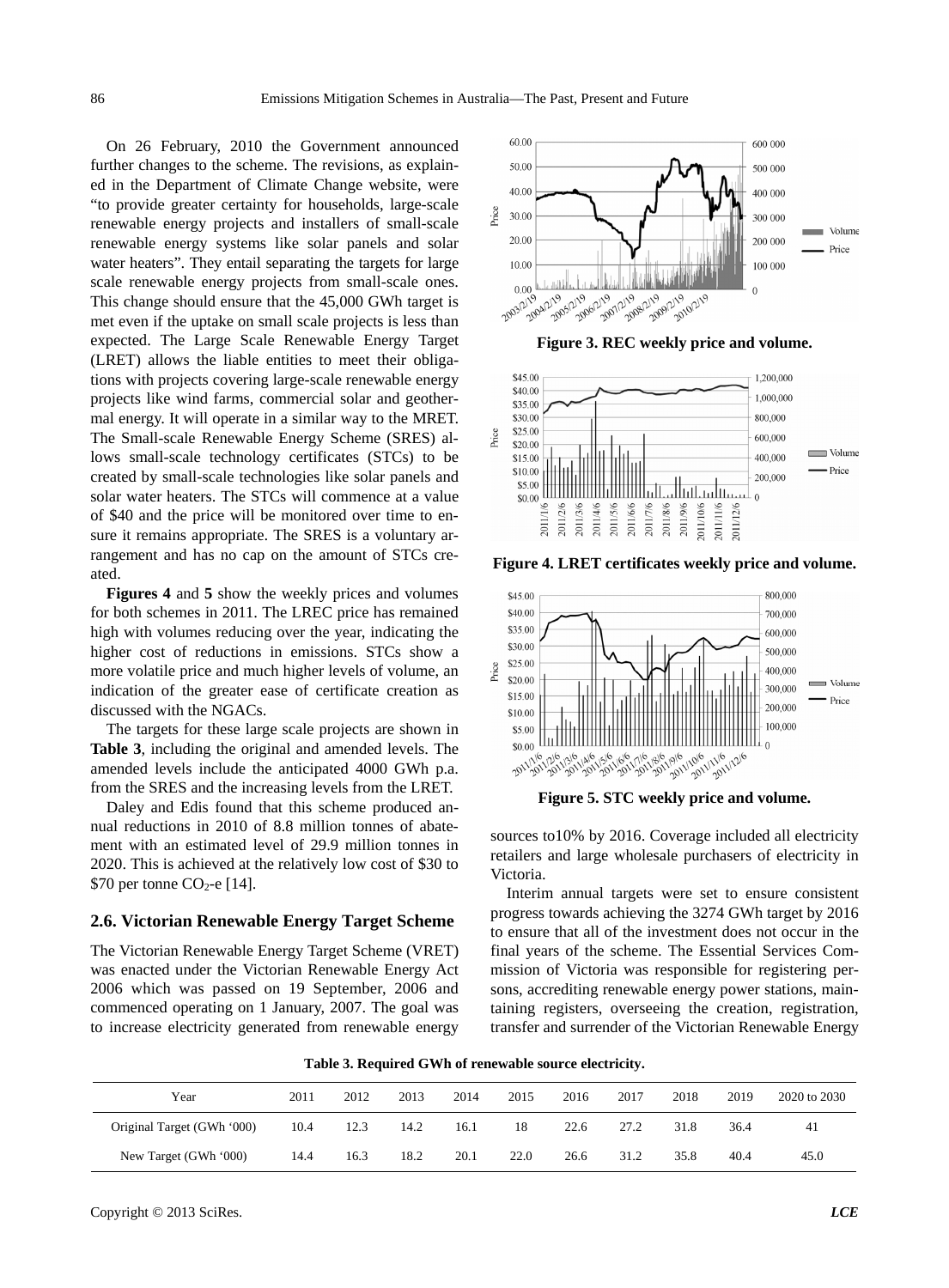On 26 February, 2010 the Government announced further changes to the scheme. The revisions, as explained in the Department of Climate Change website, were "to provide greater certainty for households, large-scale renewable energy projects and installers of small-scale renewable energy systems like solar panels and solar water heaters". They entail separating the targets for large scale renewable energy projects from small-scale ones. This change should ensure that the 45,000 GWh target is met even if the uptake on small scale projects is less than expected. The Large Scale Renewable Energy Target (LRET) allows the liable entities to meet their obligations with projects covering large-scale renewable energy projects like wind farms, commercial solar and geothermal energy. It will operate in a similar way to the MRET. The Small-scale Renewable Energy Scheme (SRES) allows small-scale technology certificates (STCs) to be created by small-scale technologies like solar panels and solar water heaters. The STCs will commence at a value of $40 and the price will be monitored over time to ensure it remains appropriate. The SRES is a voluntary arrangement and has no cap on the amount of STCs created.

**Figures 4** and **5** show the weekly prices and volumes for both schemes in 2011. The LREC price has remained high with volumes reducing over the year, indicating the higher cost of reductions in emissions. STCs show a more volatile price and much higher levels of volume, an indication of the greater ease of certificate creation as discussed with the NGACs.

The targets for these large scale projects are shown in **Table 3**, including the original and amended levels. The amended levels include the anticipated 4000 GWh p.a. from the SRES and the increasing levels from the LRET.

Daley and Edis found that this scheme produced annual reductions in 2010 of 8.8 million tonnes of abatement with an estimated level of 29.9 million tonnes in 2020. This is achieved at the relatively low cost of $30 to $70 per tonne $CO_2$-e [14].

**Figure 3. REC weekly price and volume.**

**Figure 4. LRET certificates weekly price and volume.**

**Figure 5. STC weekly price and volume.**

### 2.6. Victorian Renewable Energy Target Scheme

The Victorian Renewable Energy Target Scheme (VRET) was enacted under the Victorian Renewable Energy Act 2006 which was passed on 19 September, 2006 and commenced operating on 1 January, 2007. The goal was to increase electricity generated from renewable energy sources to10% by 2016. Coverage included all electricity retailers and large wholesale purchasers of electricity in Victoria.

Interim annual targets were set to ensure consistent progress towards achieving the 3274 GWh target by 2016 to ensure that all of the investment does not occur in the final years of the scheme. The Essential Services Commission of Victoria was responsible for registering persons, accrediting renewable energy power stations, maintaining registers, overseeing the creation, registration, transfer and surrender of the Victorian Renewable Energy

**Table 3. Required GWh of renewable source electricity.**

| Year | 2011 | 2012 | 2013 | 2014 | 2015 | 2016 | 2017 | 2018 | 2019 | 2020 to 2030 |
|---|---|---|---|---|---|---|---|---|---|---|
| Original Target (GWh '000) | 10.4 | 12.3 | 14.2 | 16.1 | 18 | 22.6 | 27.2 | 31.8 | 36.4 | 41 |
| New Target (GWh '000) | 14.4 | 16.3 | 18.2 | 20.1 | 22.0 | 26.6 | 31.2 | 35.8 | 40.4 | 45.0 |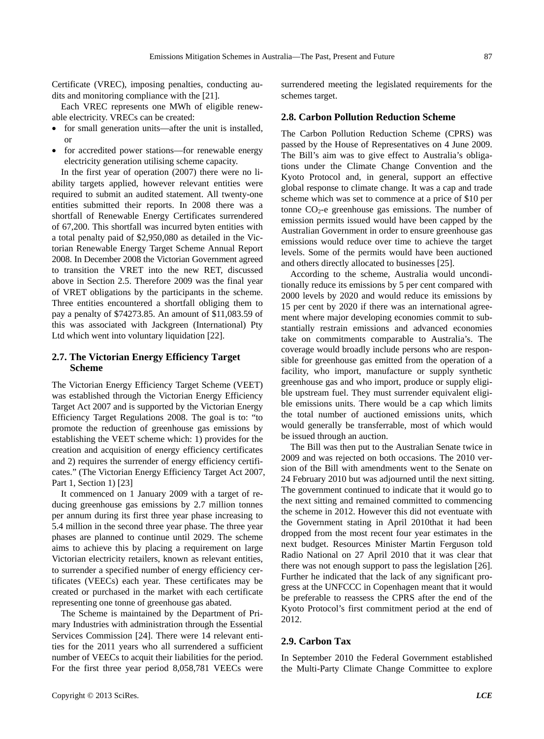Certificate (VREC), imposing penalties, conducting audits and monitoring compliance with the [21].

Each VREC represents one MWh of eligible renewable electricity. VRECs can be created:

- for small generation units—after the unit is installed, or
- for accredited power stations—for renewable energy electricity generation utilising scheme capacity.

In the first year of operation (2007) there were no liability targets applied, however relevant entities were required to submit an audited statement. All twenty-one entities submitted their reports. In 2008 there was a shortfall of Renewable Energy Certificates surrendered of 67,200. This shortfall was incurred byten entities with a total penalty paid of $2,950,080 as detailed in the Victorian Renewable Energy Target Scheme Annual Report 2008. In December 2008 the Victorian Government agreed to transition the VRET into the new RET, discussed above in Section 2.5. Therefore 2009 was the final year of VRET obligations by the participants in the scheme. Three entities encountered a shortfall obliging them to pay a penalty of $74273.85. An amount of $11,083.59 of this was associated with Jackgreen (International) Pty Ltd which went into voluntary liquidation [22].

### 2.7. The Victorian Energy Efficiency Target Scheme

The Victorian Energy Efficiency Target Scheme (VEET) was established through the Victorian Energy Efficiency Target Act 2007 and is supported by the Victorian Energy Efficiency Target Regulations 2008. The goal is to: "to promote the reduction of greenhouse gas emissions by establishing the VEET scheme which: 1) provides for the creation and acquisition of energy efficiency certificates and 2) requires the surrender of energy efficiency certificates." (The Victorian Energy Efficiency Target Act 2007, Part 1, Section 1) [23]

It commenced on 1 January 2009 with a target of reducing greenhouse gas emissions by 2.7 million tonnes per annum during its first three year phase increasing to 5.4 million in the second three year phase. The three year phases are planned to continue until 2029. The scheme aims to achieve this by placing a requirement on large Victorian electricity retailers, known as relevant entities, to surrender a specified number of energy efficiency certificates (VEECs) each year. These certificates may be created or purchased in the market with each certificate representing one tonne of greenhouse gas abated.

The Scheme is maintained by the Department of Primary Industries with administration through the Essential Services Commission [24]. There were 14 relevant entities for the 2011 years who all surrendered a sufficient number of VEECs to acquit their liabilities for the period. For the first three year period 8,058,781 VEECs were surrendered meeting the legislated requirements for the schemes target.

### 2.8. Carbon Pollution Reduction Scheme

The Carbon Pollution Reduction Scheme (CPRS) was passed by the House of Representatives on 4 June 2009. The Bill's aim was to give effect to Australia's obligations under the Climate Change Convention and the Kyoto Protocol and, in general, support an effective global response to climate change. It was a cap and trade scheme which was set to commence at a price of $10 per tonne $CO_2$-e greenhouse gas emissions. The number of emission permits issued would have been capped by the Australian Government in order to ensure greenhouse gas emissions would reduce over time to achieve the target levels. Some of the permits would have been auctioned and others directly allocated to businesses [25].

According to the scheme, Australia would unconditionally reduce its emissions by 5 per cent compared with 2000 levels by 2020 and would reduce its emissions by 15 per cent by 2020 if there was an international agreement where major developing economies commit to substantially restrain emissions and advanced economies take on commitments comparable to Australia's. The coverage would broadly include persons who are responsible for greenhouse gas emitted from the operation of a facility, who import, manufacture or supply synthetic greenhouse gas and who import, produce or supply eligible upstream fuel. They must surrender equivalent eligible emissions units. There would be a cap which limits the total number of auctioned emissions units, which would generally be transferrable, most of which would be issued through an auction.

The Bill was then put to the Australian Senate twice in 2009 and was rejected on both occasions. The 2010 version of the Bill with amendments went to the Senate on 24 February 2010 but was adjourned until the next sitting. The government continued to indicate that it would go to the next sitting and remained committed to commencing the scheme in 2012. However this did not eventuate with the Government stating in April 2010that it had been dropped from the most recent four year estimates in the next budget. Resources Minister Martin Ferguson told Radio National on 27 April 2010 that it was clear that there was not enough support to pass the legislation [26]. Further he indicated that the lack of any significant progress at the UNFCCC in Copenhagen meant that it would be preferable to reassess the CPRS after the end of the Kyoto Protocol's first commitment period at the end of 2012.

### 2.9. Carbon Tax

In September 2010 the Federal Government established the Multi-Party Climate Change Committee to explore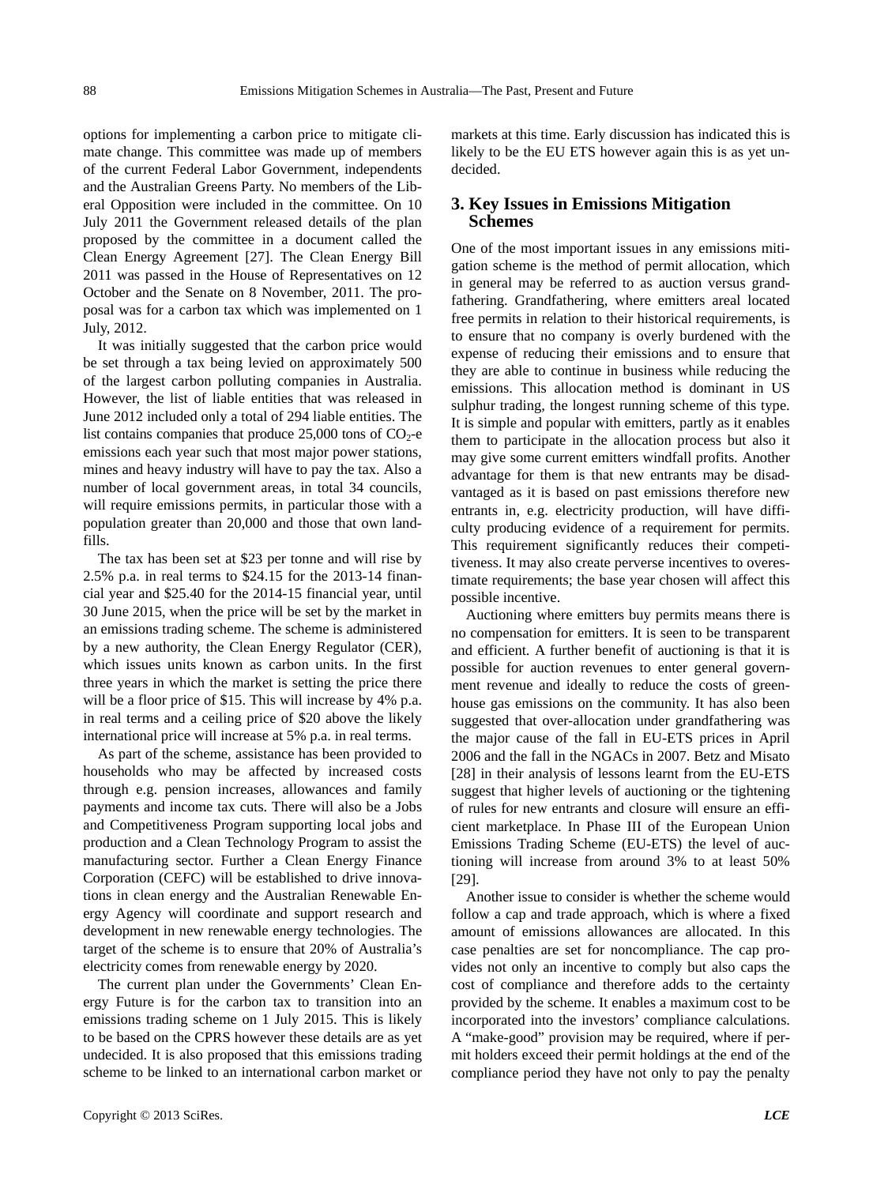options for implementing a carbon price to mitigate climate change. This committee was made up of members of the current Federal Labor Government, independents and the Australian Greens Party. No members of the Liberal Opposition were included in the committee. On 10 July 2011 the Government released details of the plan proposed by the committee in a document called the Clean Energy Agreement [27]. The Clean Energy Bill 2011 was passed in the House of Representatives on 12 October and the Senate on 8 November, 2011. The proposal was for a carbon tax which was implemented on 1 July, 2012.

It was initially suggested that the carbon price would be set through a tax being levied on approximately 500 of the largest carbon polluting companies in Australia. However, the list of liable entities that was released in June 2012 included only a total of 294 liable entities. The list contains companies that produce 25,000 tons of $CO_2$-e emissions each year such that most major power stations, mines and heavy industry will have to pay the tax. Also a number of local government areas, in total 34 councils, will require emissions permits, in particular those with a population greater than 20,000 and those that own landfills.

The tax has been set at $23 per tonne and will rise by 2.5% p.a. in real terms to $24.15 for the 2013-14 financial year and $25.40 for the 2014-15 financial year, until 30 June 2015, when the price will be set by the market in an emissions trading scheme. The scheme is administered by a new authority, the Clean Energy Regulator (CER), which issues units known as carbon units. In the first three years in which the market is setting the price there will be a floor price of $15. This will increase by 4% p.a. in real terms and a ceiling price of $20 above the likely international price will increase at 5% p.a. in real terms.

As part of the scheme, assistance has been provided to households who may be affected by increased costs through e.g. pension increases, allowances and family payments and income tax cuts. There will also be a Jobs and Competitiveness Program supporting local jobs and production and a Clean Technology Program to assist the manufacturing sector. Further a Clean Energy Finance Corporation (CEFC) will be established to drive innovations in clean energy and the Australian Renewable Energy Agency will coordinate and support research and development in new renewable energy technologies. The target of the scheme is to ensure that 20% of Australia's electricity comes from renewable energy by 2020.

The current plan under the Governments' Clean Energy Future is for the carbon tax to transition into an emissions trading scheme on 1 July 2015. This is likely to be based on the CPRS however these details are as yet undecided. It is also proposed that this emissions trading scheme to be linked to an international carbon market or markets at this time. Early discussion has indicated this is likely to be the EU ETS however again this is as yet undecided.

## 3. Key Issues in Emissions Mitigation Schemes

One of the most important issues in any emissions mitigation scheme is the method of permit allocation, which in general may be referred to as auction versus grandfathering. Grandfathering, where emitters areal located free permits in relation to their historical requirements, is to ensure that no company is overly burdened with the expense of reducing their emissions and to ensure that they are able to continue in business while reducing the emissions. This allocation method is dominant in US sulphur trading, the longest running scheme of this type. It is simple and popular with emitters, partly as it enables them to participate in the allocation process but also it may give some current emitters windfall profits. Another advantage for them is that new entrants may be disadvantaged as it is based on past emissions therefore new entrants in, e.g. electricity production, will have difficulty producing evidence of a requirement for permits. This requirement significantly reduces their competitiveness. It may also create perverse incentives to overestimate requirements; the base year chosen will affect this possible incentive.

Auctioning where emitters buy permits means there is no compensation for emitters. It is seen to be transparent and efficient. A further benefit of auctioning is that it is possible for auction revenues to enter general government revenue and ideally to reduce the costs of greenhouse gas emissions on the community. It has also been suggested that over-allocation under grandfathering was the major cause of the fall in EU-ETS prices in April 2006 and the fall in the NGACs in 2007. Betz and Misato [28] in their analysis of lessons learnt from the EU-ETS suggest that higher levels of auctioning or the tightening of rules for new entrants and closure will ensure an efficient marketplace. In Phase III of the European Union Emissions Trading Scheme (EU-ETS) the level of auctioning will increase from around 3% to at least 50% [29].

Another issue to consider is whether the scheme would follow a cap and trade approach, which is where a fixed amount of emissions allowances are allocated. In this case penalties are set for noncompliance. The cap provides not only an incentive to comply but also caps the cost of compliance and therefore adds to the certainty provided by the scheme. It enables a maximum cost to be incorporated into the investors' compliance calculations. A "make-good" provision may be required, where if permit holders exceed their permit holdings at the end of the compliance period they have not only to pay the penalty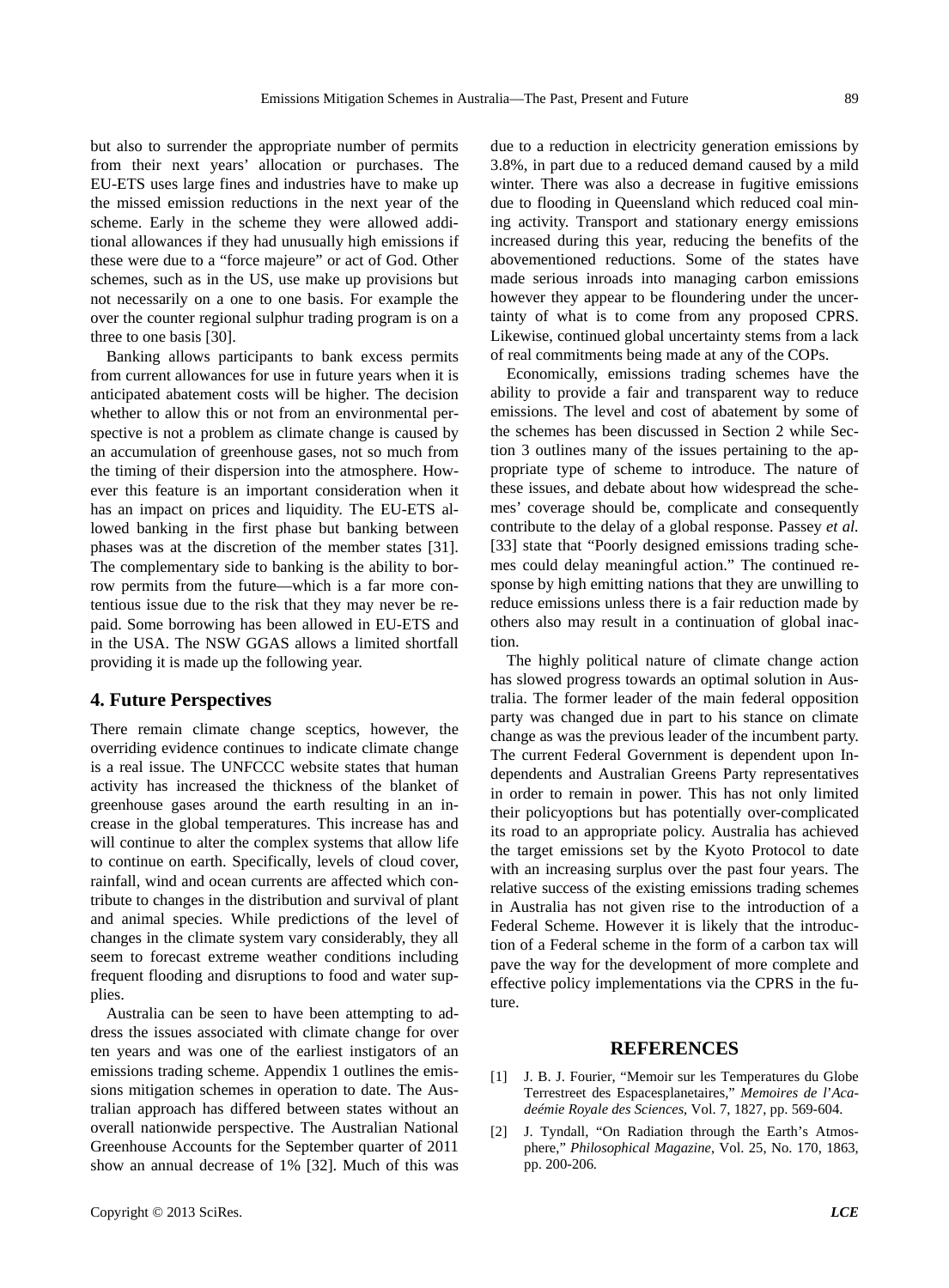but also to surrender the appropriate number of permits from their next years' allocation or purchases. The EU-ETS uses large fines and industries have to make up the missed emission reductions in the next year of the scheme. Early in the scheme they were allowed additional allowances if they had unusually high emissions if these were due to a "force majeure" or act of God. Other schemes, such as in the US, use make up provisions but not necessarily on a one to one basis. For example the over the counter regional sulphur trading program is on a three to one basis [30].

Banking allows participants to bank excess permits from current allowances for use in future years when it is anticipated abatement costs will be higher. The decision whether to allow this or not from an environmental perspective is not a problem as climate change is caused by an accumulation of greenhouse gases, not so much from the timing of their dispersion into the atmosphere. However this feature is an important consideration when it has an impact on prices and liquidity. The EU-ETS allowed banking in the first phase but banking between phases was at the discretion of the member states [31]. The complementary side to banking is the ability to borrow permits from the future—which is a far more contentious issue due to the risk that they may never be repaid. Some borrowing has been allowed in EU-ETS and in the USA. The NSW GGAS allows a limited shortfall providing it is made up the following year.

## 4. Future Perspectives

There remain climate change sceptics, however, the overriding evidence continues to indicate climate change is a real issue. The UNFCCC website states that human activity has increased the thickness of the blanket of greenhouse gases around the earth resulting in an increase in the global temperatures. This increase has and will continue to alter the complex systems that allow life to continue on earth. Specifically, levels of cloud cover, rainfall, wind and ocean currents are affected which contribute to changes in the distribution and survival of plant and animal species. While predictions of the level of changes in the climate system vary considerably, they all seem to forecast extreme weather conditions including frequent flooding and disruptions to food and water supplies.

Australia can be seen to have been attempting to address the issues associated with climate change for over ten years and was one of the earliest instigators of an emissions trading scheme. Appendix 1 outlines the emissions mitigation schemes in operation to date. The Australian approach has differed between states without an overall nationwide perspective. The Australian National Greenhouse Accounts for the September quarter of 2011 show an annual decrease of 1% [32]. Much of this was due to a reduction in electricity generation emissions by 3.8%, in part due to a reduced demand caused by a mild winter. There was also a decrease in fugitive emissions due to flooding in Queensland which reduced coal mining activity. Transport and stationary energy emissions increased during this year, reducing the benefits of the abovementioned reductions. Some of the states have made serious inroads into managing carbon emissions however they appear to be floundering under the uncertainty of what is to come from any proposed CPRS. Likewise, continued global uncertainty stems from a lack of real commitments being made at any of the COPs.

Economically, emissions trading schemes have the ability to provide a fair and transparent way to reduce emissions. The level and cost of abatement by some of the schemes has been discussed in Section 2 while Section 3 outlines many of the issues pertaining to the appropriate type of scheme to introduce. The nature of these issues, and debate about how widespread the schemes' coverage should be, complicate and consequently contribute to the delay of a global response. Passey *et al.* [33] state that "Poorly designed emissions trading schemes could delay meaningful action." The continued response by high emitting nations that they are unwilling to reduce emissions unless there is a fair reduction made by others also may result in a continuation of global inaction.

The highly political nature of climate change action has slowed progress towards an optimal solution in Australia. The former leader of the main federal opposition party was changed due in part to his stance on climate change as was the previous leader of the incumbent party. The current Federal Government is dependent upon Independents and Australian Greens Party representatives in order to remain in power. This has not only limited their policyoptions but has potentially over-complicated its road to an appropriate policy. Australia has achieved the target emissions set by the Kyoto Protocol to date with an increasing surplus over the past four years. The relative success of the existing emissions trading schemes in Australia has not given rise to the introduction of a Federal Scheme. However it is likely that the introduction of a Federal scheme in the form of a carbon tax will pave the way for the development of more complete and effective policy implementations via the CPRS in the future.

## REFERENCES

[1] J. B. J. Fourier, "Memoir sur les Temperatures du Globe Terrestreet des Espacesplanetaires," *Memoires de l'Acadeémie Royale des Sciences*, Vol. 7, 1827, pp. 569-604.

[2] J. Tyndall, "On Radiation through the Earth's Atmosphere," *Philosophical Magazine*, Vol. 25, No. 170, 1863, pp. 200-206.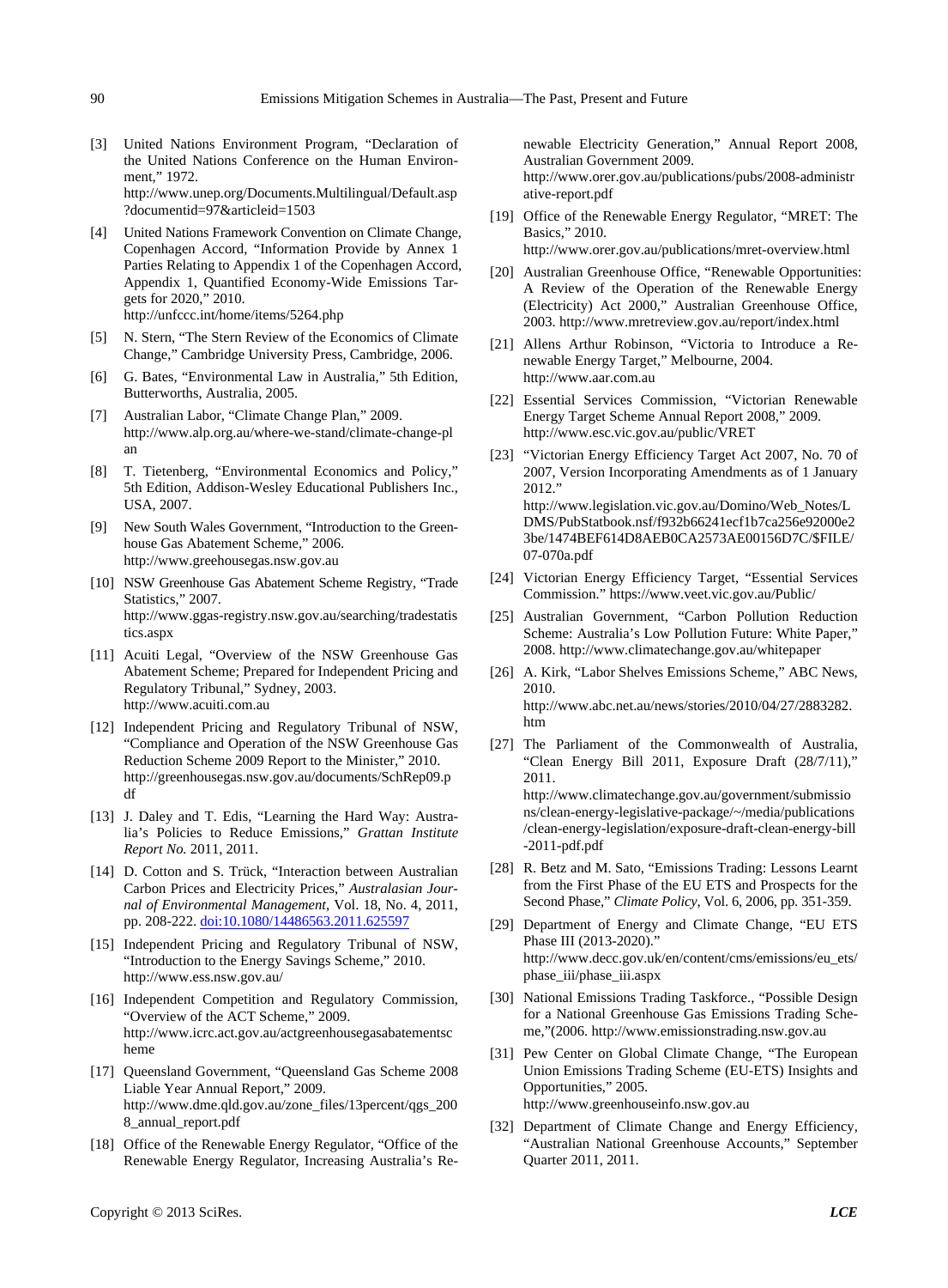[3] United Nations Environment Program, "Declaration of the United Nations Conference on the Human Environment," 1972. http://www.unep.org/Documents.Multilingual/Default.asp?documentid=97&articleid=1503

[4] United Nations Framework Convention on Climate Change, Copenhagen Accord, "Information Provide by Annex 1 Parties Relating to Appendix 1 of the Copenhagen Accord, Appendix 1, Quantified Economy-Wide Emissions Targets for 2020," 2010. http://unfccc.int/home/items/5264.php

[5] N. Stern, "The Stern Review of the Economics of Climate Change," Cambridge University Press, Cambridge, 2006.

[6] G. Bates, "Environmental Law in Australia," 5th Edition, Butterworths, Australia, 2005.

[7] Australian Labor, "Climate Change Plan," 2009. http://www.alp.org.au/where-we-stand/climate-change-plan

[8] T. Tietenberg, "Environmental Economics and Policy," 5th Edition, Addison-Wesley Educational Publishers Inc., USA, 2007.

[9] New South Wales Government, "Introduction to the Greenhouse Gas Abatement Scheme," 2006. http://www.greehousegas.nsw.gov.au

[10] NSW Greenhouse Gas Abatement Scheme Registry, "Trade Statistics," 2007. http://www.ggas-registry.nsw.gov.au/searching/tradestatistics.aspx

[11] Acuiti Legal, "Overview of the NSW Greenhouse Gas Abatement Scheme; Prepared for Independent Pricing and Regulatory Tribunal," Sydney, 2003. http://www.acuiti.com.au

[12] Independent Pricing and Regulatory Tribunal of NSW, "Compliance and Operation of the NSW Greenhouse Gas Reduction Scheme 2009 Report to the Minister," 2010. http://greenhousegas.nsw.gov.au/documents/SchRep09.pdf

[13] J. Daley and T. Edis, "Learning the Hard Way: Australia's Policies to Reduce Emissions," *Grattan Institute Report No.* 2011, 2011.

[14] D. Cotton and S. Trück, "Interaction between Australian Carbon Prices and Electricity Prices," *Australasian Journal of Environmental Management*, Vol. 18, No. 4, 2011, pp. 208-222. doi:10.1080/14486563.2011.625597

[15] Independent Pricing and Regulatory Tribunal of NSW, "Introduction to the Energy Savings Scheme," 2010. http://www.ess.nsw.gov.au/

[16] Independent Competition and Regulatory Commission, "Overview of the ACT Scheme," 2009. http://www.icrc.act.gov.au/actgreenhousegasabatementscheme

[17] Queensland Government, "Queensland Gas Scheme 2008 Liable Year Annual Report," 2009. http://www.dme.qld.gov.au/zone_files/13percent/qgs_2008_annual_report.pdf

[18] Office of the Renewable Energy Regulator, "Office of the Renewable Energy Regulator, Increasing Australia's Renewable Electricity Generation," Annual Report 2008, Australian Government 2009. http://www.orer.gov.au/publications/pubs/2008-administrative-report.pdf

[19] Office of the Renewable Energy Regulator, "MRET: The Basics," 2010. http://www.orer.gov.au/publications/mret-overview.html

[20] Australian Greenhouse Office, "Renewable Opportunities: A Review of the Operation of the Renewable Energy (Electricity) Act 2000," Australian Greenhouse Office, 2003. http://www.mretreview.gov.au/report/index.html

[21] Allens Arthur Robinson, "Victoria to Introduce a Renewable Energy Target," Melbourne, 2004. http://www.aar.com.au

[22] Essential Services Commission, "Victorian Renewable Energy Target Scheme Annual Report 2008," 2009. http://www.esc.vic.gov.au/public/VRET

[23] "Victorian Energy Efficiency Target Act 2007, No. 70 of 2007, Version Incorporating Amendments as of 1 January 2012." http://www.legislation.vic.gov.au/Domino/Web_Notes/LDMS/PubStatbook.nsf/f932b66241ecf1b7ca256e92000e23be/1474BEF614D8AEB0CA2573AE00156D7C/$FILE/07-070a.pdf

[24] Victorian Energy Efficiency Target, "Essential Services Commission." https://www.veet.vic.gov.au/Public/

[25] Australian Government, "Carbon Pollution Reduction Scheme: Australia's Low Pollution Future: White Paper," 2008. http://www.climatechange.gov.au/whitepaper

[26] A. Kirk, "Labor Shelves Emissions Scheme," ABC News, 2010. http://www.abc.net.au/news/stories/2010/04/27/2883282.htm

[27] The Parliament of the Commonwealth of Australia, "Clean Energy Bill 2011, Exposure Draft (28/7/11)," 2011. http://www.climatechange.gov.au/government/submissions/clean-energy-legislative-package/~/media/publications/clean-energy-legislation/exposure-draft-clean-energy-bill-2011-pdf.pdf

[28] R. Betz and M. Sato, "Emissions Trading: Lessons Learnt from the First Phase of the EU ETS and Prospects for the Second Phase," *Climate Policy*, Vol. 6, 2006, pp. 351-359.

[29] Department of Energy and Climate Change, "EU ETS Phase III (2013-2020)." http://www.decc.gov.uk/en/content/cms/emissions/eu_ets/phase_iii/phase_iii.aspx

[30] National Emissions Trading Taskforce., "Possible Design for a National Greenhouse Gas Emissions Trading Scheme,"(2006. http://www.emissionstrading.nsw.gov.au

[31] Pew Center on Global Climate Change, "The European Union Emissions Trading Scheme (EU-ETS) Insights and Opportunities," 2005. http://www.greenhouseinfo.nsw.gov.au

[32] Department of Climate Change and Energy Efficiency, "Australian National Greenhouse Accounts," September Quarter 2011, 2011.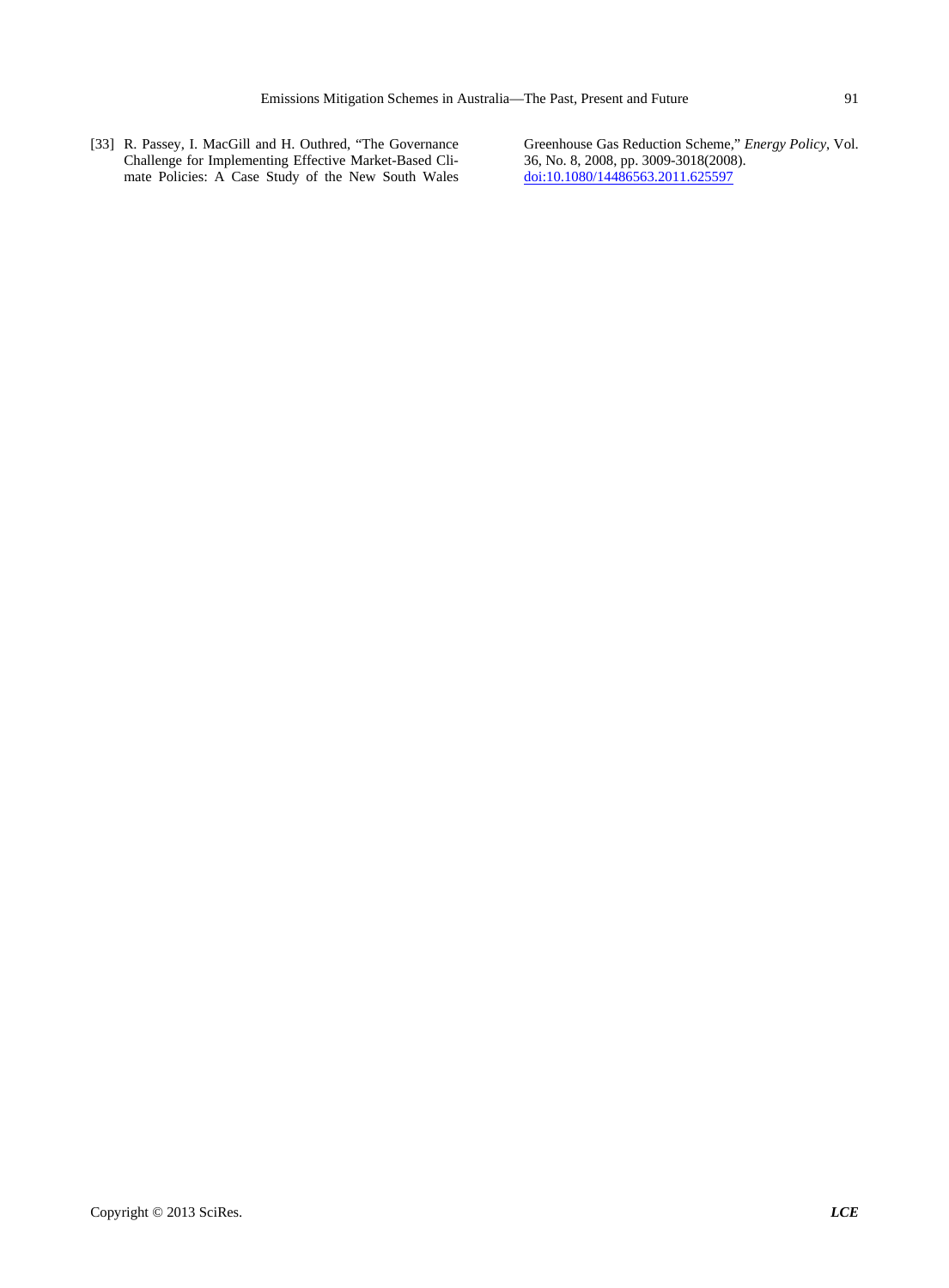[33] R. Passey, I. MacGill and H. Outhred, "The Governance Challenge for Implementing Effective Market-Based Climate Policies: A Case Study of the New South Wales Greenhouse Gas Reduction Scheme," *Energy Policy*, Vol. 36, No. 8, 2008, pp. 3009-3018(2008). doi:10.1080/14486563.2011.625597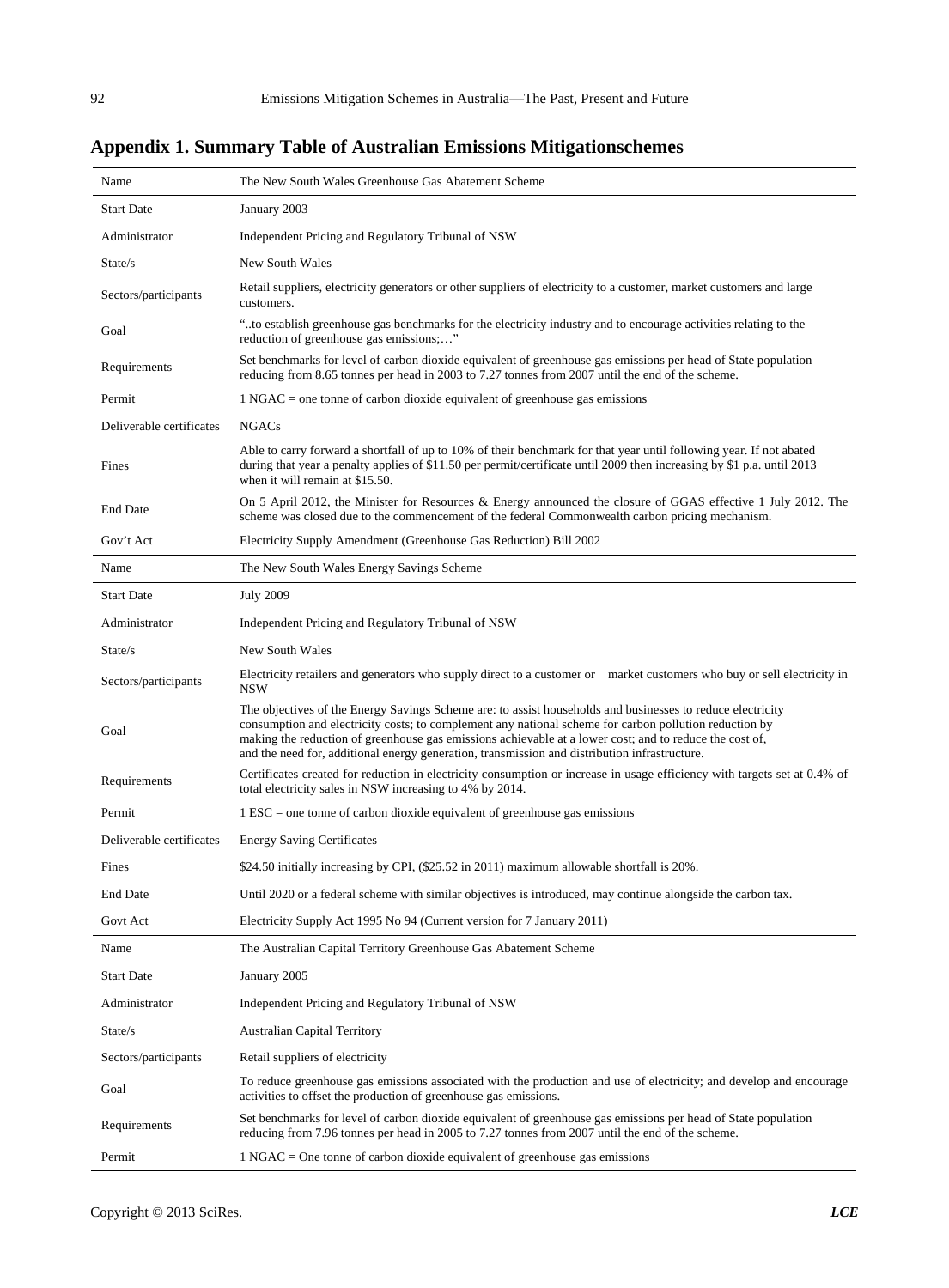## Appendix 1. Summary Table of Australian Emissions Mitigationschemes

| Name | The New South Wales Greenhouse Gas Abatement Scheme |
|---|---|
| Start Date | January 2003 |
| Administrator | Independent Pricing and Regulatory Tribunal of NSW |
| State/s | New South Wales |
| Sectors/participants | Retail suppliers, electricity generators or other suppliers of electricity to a customer, market customers and large customers. |
| Goal | "..to establish greenhouse gas benchmarks for the electricity industry and to encourage activities relating to the reduction of greenhouse gas emissions;…" |
| Requirements | Set benchmarks for level of carbon dioxide equivalent of greenhouse gas emissions per head of State population reducing from 8.65 tonnes per head in 2003 to 7.27 tonnes from 2007 until the end of the scheme. |
| Permit | 1 NGAC = one tonne of carbon dioxide equivalent of greenhouse gas emissions |
| Deliverable certificates | NGACs |
| Fines | Able to carry forward a shortfall of up to 10% of their benchmark for that year until following year. If not abated during that year a penalty applies of $11.50 per permit/certificate until 2009 then increasing by $1 p.a. until 2013 when it will remain at $15.50. |
| End Date | On 5 April 2012, the Minister for Resources & Energy announced the closure of GGAS effective 1 July 2012. The scheme was closed due to the commencement of the federal Commonwealth carbon pricing mechanism. |
| Gov't Act | Electricity Supply Amendment (Greenhouse Gas Reduction) Bill 2002 |
| **Name** | **The New South Wales Energy Savings Scheme** |
| Start Date | July 2009 |
| Administrator | Independent Pricing and Regulatory Tribunal of NSW |
| State/s | New South Wales |
| Sectors/participants | Electricity retailers and generators who supply direct to a customer or market customers who buy or sell electricity in NSW |
| Goal | The objectives of the Energy Savings Scheme are: to assist households and businesses to reduce electricity consumption and electricity costs; to complement any national scheme for carbon pollution reduction by making the reduction of greenhouse gas emissions achievable at a lower cost; and to reduce the cost of, and the need for, additional energy generation, transmission and distribution infrastructure. |
| Requirements | Certificates created for reduction in electricity consumption or increase in usage efficiency with targets set at 0.4% of total electricity sales in NSW increasing to 4% by 2014. |
| Permit | 1 ESC = one tonne of carbon dioxide equivalent of greenhouse gas emissions |
| Deliverable certificates | Energy Saving Certificates |
| Fines | $24.50 initially increasing by CPI, ($25.52 in 2011) maximum allowable shortfall is 20%. |
| End Date | Until 2020 or a federal scheme with similar objectives is introduced, may continue alongside the carbon tax. |
| Govt Act | Electricity Supply Act 1995 No 94 (Current version for 7 January 2011) |
| **Name** | **The Australian Capital Territory Greenhouse Gas Abatement Scheme** |
| Start Date | January 2005 |
| Administrator | Independent Pricing and Regulatory Tribunal of NSW |
| State/s | Australian Capital Territory |
| Sectors/participants | Retail suppliers of electricity |
| Goal | To reduce greenhouse gas emissions associated with the production and use of electricity; and develop and encourage activities to offset the production of greenhouse gas emissions. |
| Requirements | Set benchmarks for level of carbon dioxide equivalent of greenhouse gas emissions per head of State population reducing from 7.96 tonnes per head in 2005 to 7.27 tonnes from 2007 until the end of the scheme. |
| Permit | 1 NGAC = One tonne of carbon dioxide equivalent of greenhouse gas emissions |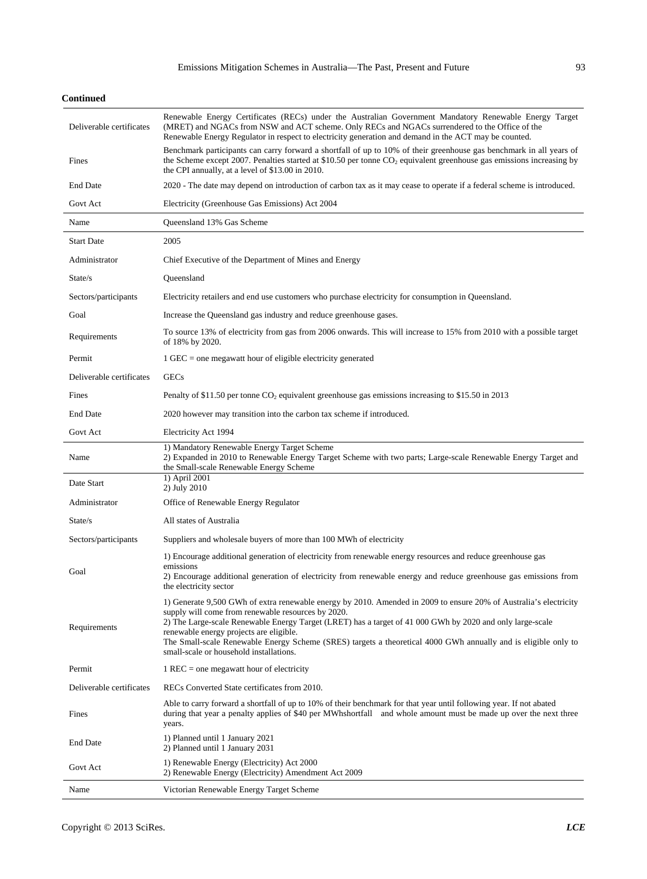**Continued**

| | |
|---|---|
| Deliverable certificates | Renewable Energy Certificates (RECs) under the Australian Government Mandatory Renewable Energy Target (MRET) and NGACs from NSW and ACT scheme. Only RECs and NGACs surrendered to the Office of the Renewable Energy Regulator in respect to electricity generation and demand in the ACT may be counted. |
| Fines | Benchmark participants can carry forward a shortfall of up to 10% of their greenhouse gas benchmark in all years of the Scheme except 2007. Penalties started at $10.50 per tonne $CO_2$ equivalent greenhouse gas emissions increasing by the CPI annually, at a level of $13.00 in 2010. |
| End Date | 2020 - The date may depend on introduction of carbon tax as it may cease to operate if a federal scheme is introduced. |
| Govt Act | Electricity (Greenhouse Gas Emissions) Act 2004 |
| Name | Queensland 13% Gas Scheme |
| Start Date | 2005 |
| Administrator | Chief Executive of the Department of Mines and Energy |
| State/s | Queensland |
| Sectors/participants | Electricity retailers and end use customers who purchase electricity for consumption in Queensland. |
| Goal | Increase the Queensland gas industry and reduce greenhouse gases. |
| Requirements | To source 13% of electricity from gas from 2006 onwards. This will increase to 15% from 2010 with a possible target of 18% by 2020. |
| Permit | 1 GEC = one megawatt hour of eligible electricity generated |
| Deliverable certificates | GECs |
| Fines | Penalty of $11.50 per tonne $CO_2$ equivalent greenhouse gas emissions increasing to $15.50 in 2013 |
| End Date | 2020 however may transition into the carbon tax scheme if introduced. |
| Govt Act | Electricity Act 1994 |
| Name | 1) Mandatory Renewable Energy Target Scheme<br>2) Expanded in 2010 to Renewable Energy Target Scheme with two parts; Large-scale Renewable Energy Target and the Small-scale Renewable Energy Scheme |
| Date Start | 1) April 2001<br>2) July 2010 |
| Administrator | Office of Renewable Energy Regulator |
| State/s | All states of Australia |
| Sectors/participants | Suppliers and wholesale buyers of more than 100 MWh of electricity |
| Goal | 1) Encourage additional generation of electricity from renewable energy resources and reduce greenhouse gas emissions<br>2) Encourage additional generation of electricity from renewable energy and reduce greenhouse gas emissions from the electricity sector |
| Requirements | 1) Generate 9,500 GWh of extra renewable energy by 2010. Amended in 2009 to ensure 20% of Australia's electricity supply will come from renewable resources by 2020.<br>2) The Large-scale Renewable Energy Target (LRET) has a target of 41 000 GWh by 2020 and only large-scale renewable energy projects are eligible.<br>The Small-scale Renewable Energy Scheme (SRES) targets a theoretical 4000 GWh annually and is eligible only to small-scale or household installations. |
| Permit | 1 REC = one megawatt hour of electricity |
| Deliverable certificates | RECs Converted State certificates from 2010. |
| Fines | Able to carry forward a shortfall of up to 10% of their benchmark for that year until following year. If not abated during that year a penalty applies of $40 per MWhshortfall and whole amount must be made up over the next three years. |
| End Date | 1) Planned until 1 January 2021<br>2) Planned until 1 January 2031 |
| Govt Act | 1) Renewable Energy (Electricity) Act 2000<br>2) Renewable Energy (Electricity) Amendment Act 2009 |
| Name | Victorian Renewable Energy Target Scheme |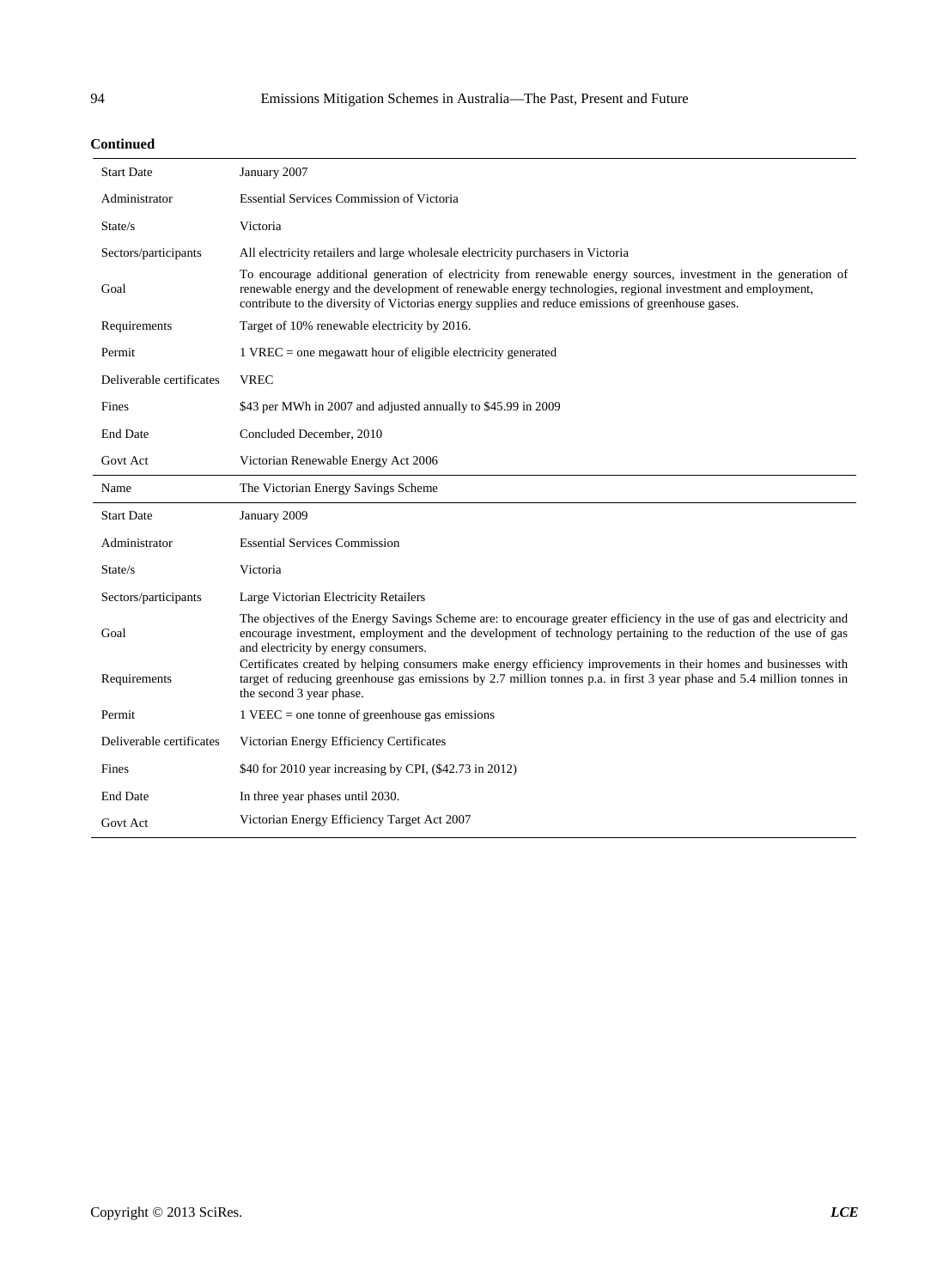**Continued**

| | |
|---|---|
| Start Date | January 2007 |
| Administrator | Essential Services Commission of Victoria |
| State/s | Victoria |
| Sectors/participants | All electricity retailers and large wholesale electricity purchasers in Victoria |
| Goal | To encourage additional generation of electricity from renewable energy sources, investment in the generation of renewable energy and the development of renewable energy technologies, regional investment and employment, contribute to the diversity of Victorias energy supplies and reduce emissions of greenhouse gases. |
| Requirements | Target of 10% renewable electricity by 2016. |
| Permit | 1 VREC = one megawatt hour of eligible electricity generated |
| Deliverable certificates | VREC |
| Fines | $43 per MWh in 2007 and adjusted annually to $45.99 in 2009 |
| End Date | Concluded December, 2010 |
| Govt Act | Victorian Renewable Energy Act 2006 |
| Name | The Victorian Energy Savings Scheme |
| Start Date | January 2009 |
| Administrator | Essential Services Commission |
| State/s | Victoria |
| Sectors/participants | Large Victorian Electricity Retailers |
| Goal | The objectives of the Energy Savings Scheme are: to encourage greater efficiency in the use of gas and electricity and encourage investment, employment and the development of technology pertaining to the reduction of the use of gas and electricity by energy consumers. |
| Requirements | Certificates created by helping consumers make energy efficiency improvements in their homes and businesses with target of reducing greenhouse gas emissions by 2.7 million tonnes p.a. in first 3 year phase and 5.4 million tonnes in the second 3 year phase. |
| Permit | 1 VEEC = one tonne of greenhouse gas emissions |
| Deliverable certificates | Victorian Energy Efficiency Certificates |
| Fines | $40 for 2010 year increasing by CPI, ($42.73 in 2012) |
| End Date | In three year phases until 2030. |
| Govt Act | Victorian Energy Efficiency Target Act 2007 |